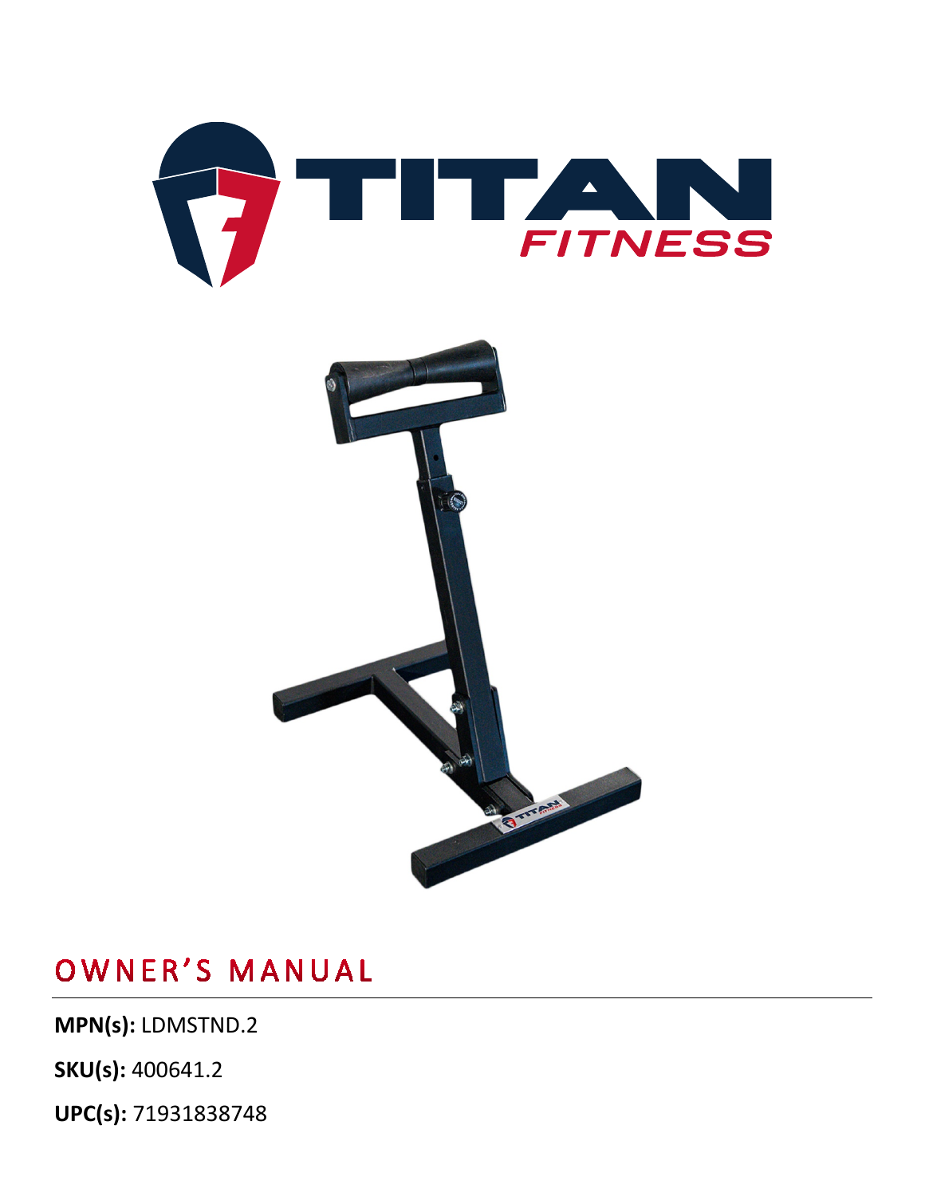# OWNER'S MANUAL

**MPN(s):** LDMSTND.2

**SKU(s):** 400641.2

**UPC(s):** 71931838748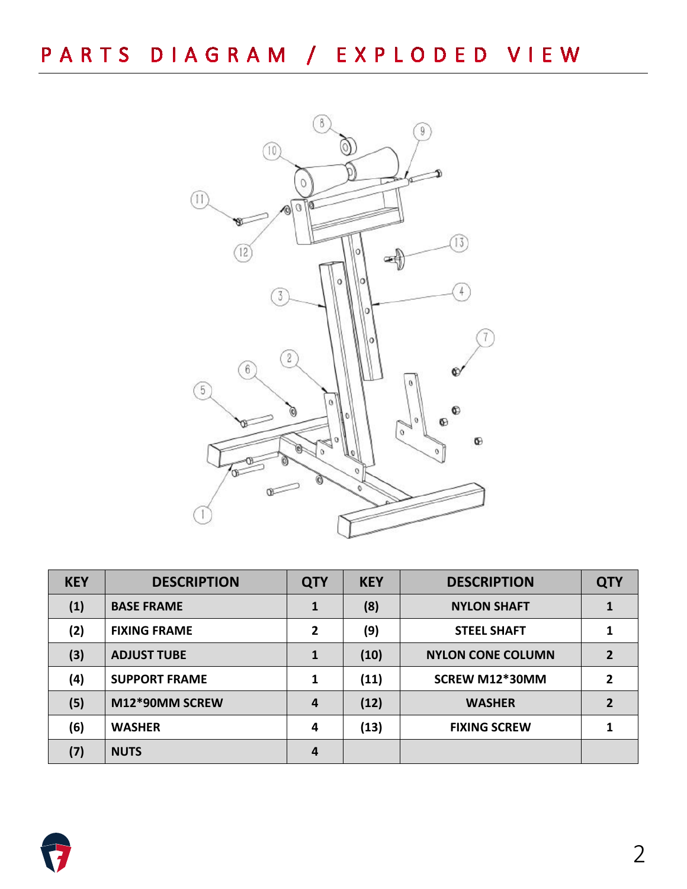# PARTS DIAGRAM / EXPLODED VIEW

| KEY | DESCRIPTION | QTY | KEY | DESCRIPTION | QTY |
|---|---|---|---|---|---|
| (1) | BASE FRAME | 1 | (8) | NYLON SHAFT | 1 |
| (2) | FIXING FRAME | 2 | (9) | STEEL SHAFT | 1 |
| (3) | ADJUST TUBE | 1 | (10) | NYLON CONE COLUMN | 2 |
| (4) | SUPPORT FRAME | 1 | (11) | SCREW M12*30MM | 2 |
| (5) | M12*90MM SCREW | 4 | (12) | WASHER | 2 |
| (6) | WASHER | 4 | (13) | FIXING SCREW | 1 |
| (7) | NUTS | 4 | | | |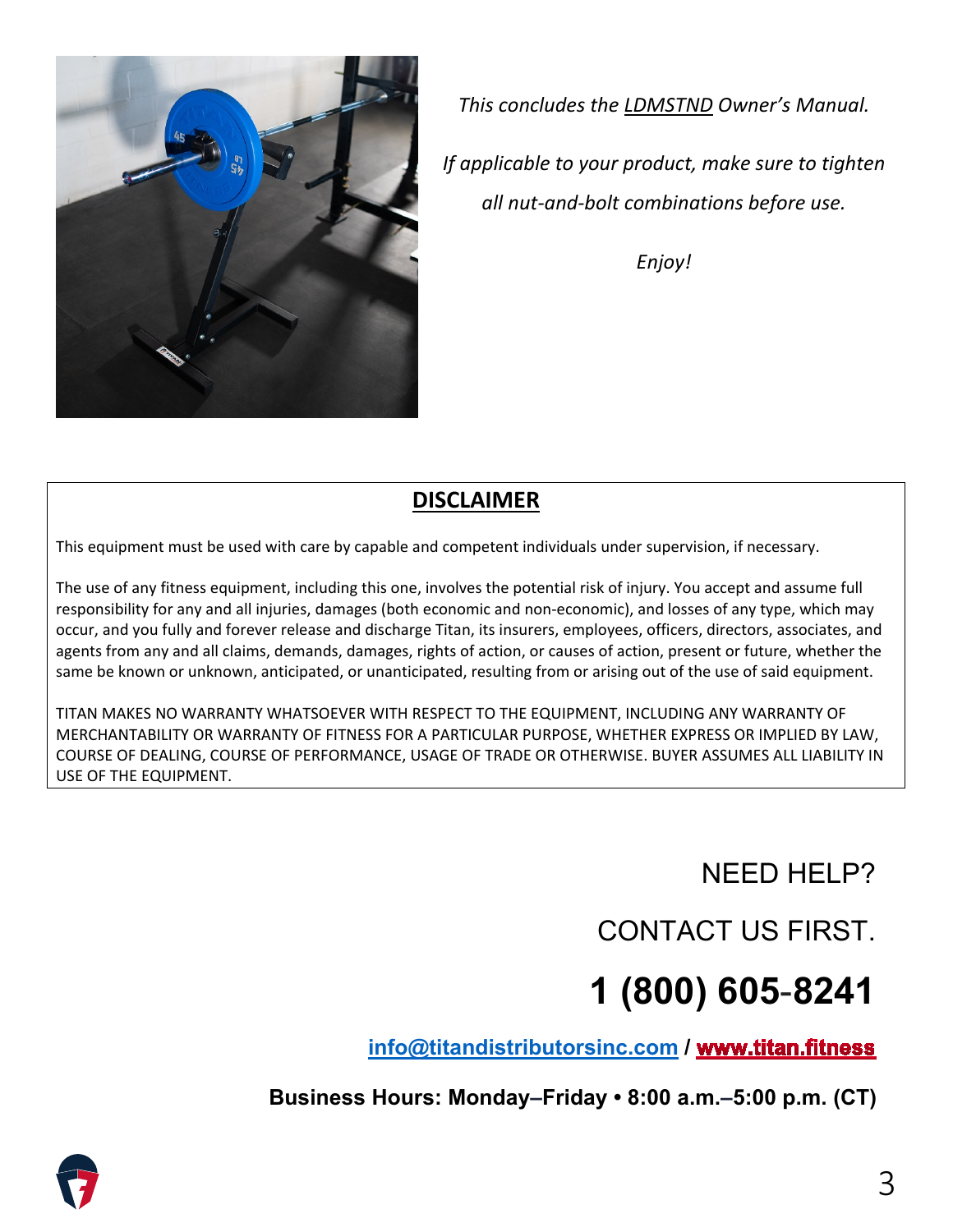*This concludes the LDMSTND Owner's Manual.*

*If applicable to your product, make sure to tighten all nut-and-bolt combinations before use.*

*Enjoy!*

## DISCLAIMER

This equipment must be used with care by capable and competent individuals under supervision, if necessary.

The use of any fitness equipment, including this one, involves the potential risk of injury. You accept and assume full responsibility for any and all injuries, damages (both economic and non-economic), and losses of any type, which may occur, and you fully and forever release and discharge Titan, its insurers, employees, officers, directors, associates, and agents from any and all claims, demands, damages, rights of action, or causes of action, present or future, whether the same be known or unknown, anticipated, or unanticipated, resulting from or arising out of the use of said equipment.

TITAN MAKES NO WARRANTY WHATSOEVER WITH RESPECT TO THE EQUIPMENT, INCLUDING ANY WARRANTY OF MERCHANTABILITY OR WARRANTY OF FITNESS FOR A PARTICULAR PURPOSE, WHETHER EXPRESS OR IMPLIED BY LAW, COURSE OF DEALING, COURSE OF PERFORMANCE, USAGE OF TRADE OR OTHERWISE. BUYER ASSUMES ALL LIABILITY IN USE OF THE EQUIPMENT.

NEED HELP?

CONTACT US FIRST.

**1 (800) 605-8241**

**info@titandistributorsinc.com / www.titan.fitness**

**Business Hours: Monday–Friday • 8:00 a.m.–5:00 p.m. (CT)**